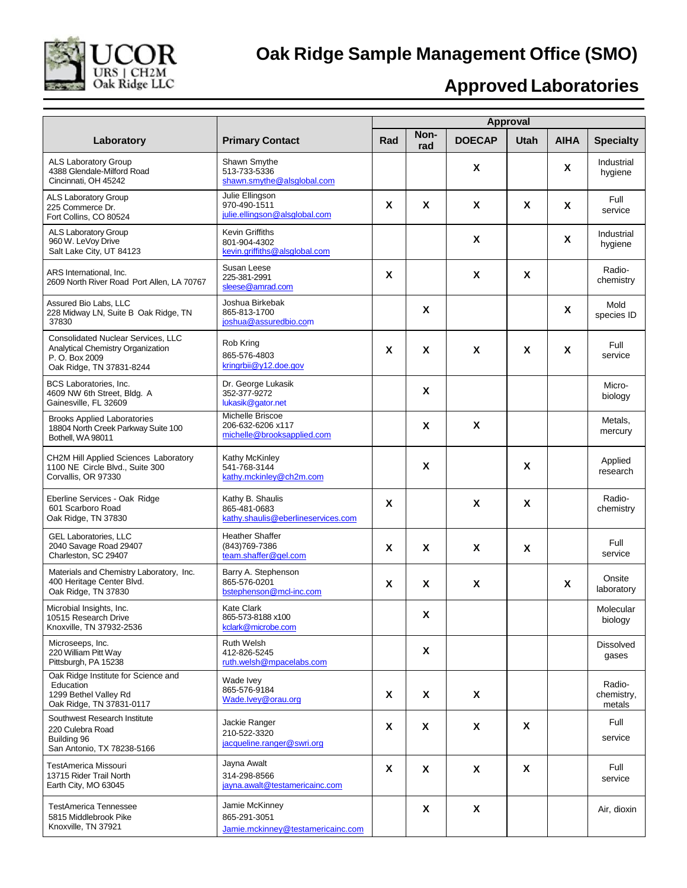# Oak Ridge Sample Management Office (SMO)

## Approved Laboratories

| Laboratory | Primary Contact | Approval | | | | | |
|---|---|---|---|---|---|---|---|
| | | Rad | Non-rad | DOECAP | Utah | AIHA | Specialty |
| ALS Laboratory Group<br>4388 Glendale-Milford Road<br>Cincinnati, OH 45242 | Shawn Smythe<br>513-733-5336<br>shawn.smythe@alsglobal.com | | | X | | X | Industrial hygiene |
| ALS Laboratory Group<br>225 Commerce Dr.<br>Fort Collins, CO 80524 | Julie Ellingson<br>970-490-1511<br>julie.ellingson@alsglobal.com | X | X | X | X | X | Full service |
| ALS Laboratory Group<br>960 W. LeVoy Drive<br>Salt Lake City, UT 84123 | Kevin Griffiths<br>801-904-4302<br>kevin.griffiths@alsglobal.com | | | X | | X | Industrial hygiene |
| ARS International, Inc.<br>2609 North River Road Port Allen, LA 70767 | Susan Leese<br>225-381-2991<br>sleese@amrad.com | X | | X | X | | Radio-chemistry |
| Assured Bio Labs, LLC<br>228 Midway LN, Suite B Oak Ridge, TN 37830 | Joshua Birkebak<br>865-813-1700<br>joshua@assuredbio.com | | X | | | X | Mold species ID |
| Consolidated Nuclear Services, LLC<br>Analytical Chemistry Organization<br>P. O. Box 2009<br>Oak Ridge, TN 37831-8244 | Rob Kring<br>865-576-4803<br>kringrbii@y12.doe.gov | X | X | X | X | X | Full service |
| BCS Laboratories, Inc.<br>4609 NW 6th Street, Bldg. A<br>Gainesville, FL 32609 | Dr. George Lukasik<br>352-377-9272<br>lukasik@gator.net | | X | | | | Micro-biology |
| Brooks Applied Laboratories<br>18804 North Creek Parkway Suite 100<br>Bothell, WA 98011 | Michelle Briscoe<br>206-632-6206 x117<br>michelle@brooksapplied.com | | X | X | | | Metals, mercury |
| CH2M Hill Applied Sciences Laboratory<br>1100 NE Circle Blvd., Suite 300<br>Corvallis, OR 97330 | Kathy McKinley<br>541-768-3144<br>kathy.mckinley@ch2m.com | | X | | X | | Applied research |
| Eberline Services - Oak Ridge<br>601 Scarboro Road<br>Oak Ridge, TN 37830 | Kathy B. Shaulis<br>865-481-0683<br>kathy.shaulis@eberlineservices.com | X | | X | X | | Radio-chemistry |
| GEL Laboratories, LLC<br>2040 Savage Road 29407<br>Charleston, SC 29407 | Heather Shaffer<br>(843)769-7386<br>team.shaffer@gel.com | X | X | X | X | | Full service |
| Materials and Chemistry Laboratory, Inc.<br>400 Heritage Center Blvd.<br>Oak Ridge, TN 37830 | Barry A. Stephenson<br>865-576-0201<br>bstephenson@mcl-inc.com | X | X | X | | X | Onsite laboratory |
| Microbial Insights, Inc.<br>10515 Research Drive<br>Knoxville, TN 37932-2536 | Kate Clark<br>865-573-8188 x100<br>kclark@microbe.com | | X | | | | Molecular biology |
| Microseeps, Inc.<br>220 William Pitt Way<br>Pittsburgh, PA 15238 | Ruth Welsh<br>412-826-5245<br>ruth.welsh@mpacelabs.com | | X | | | | Dissolved gases |
| Oak Ridge Institute for Science and Education<br>1299 Bethel Valley Rd<br>Oak Ridge, TN 37831-0117 | Wade Ivey<br>865-576-9184<br>Wade.Ivey@orau.org | X | X | X | | | Radio-chemistry, metals |
| Southwest Research Institute<br>220 Culebra Road<br>Building 96<br>San Antonio, TX 78238-5166 | Jackie Ranger<br>210-522-3320<br>jacqueline.ranger@swri.org | X | X | X | X | | Full service |
| TestAmerica Missouri<br>13715 Rider Trail North<br>Earth City, MO 63045 | Jayna Awalt<br>314-298-8566<br>jayna.awalt@testamericainc.com | X | X | X | X | | Full service |
| TestAmerica Tennessee<br>5815 Middlebrook Pike<br>Knoxville, TN 37921 | Jamie McKinney<br>865-291-3051<br>Jamie.mckinney@testamericainc.com | | X | X | | | Air, dioxin |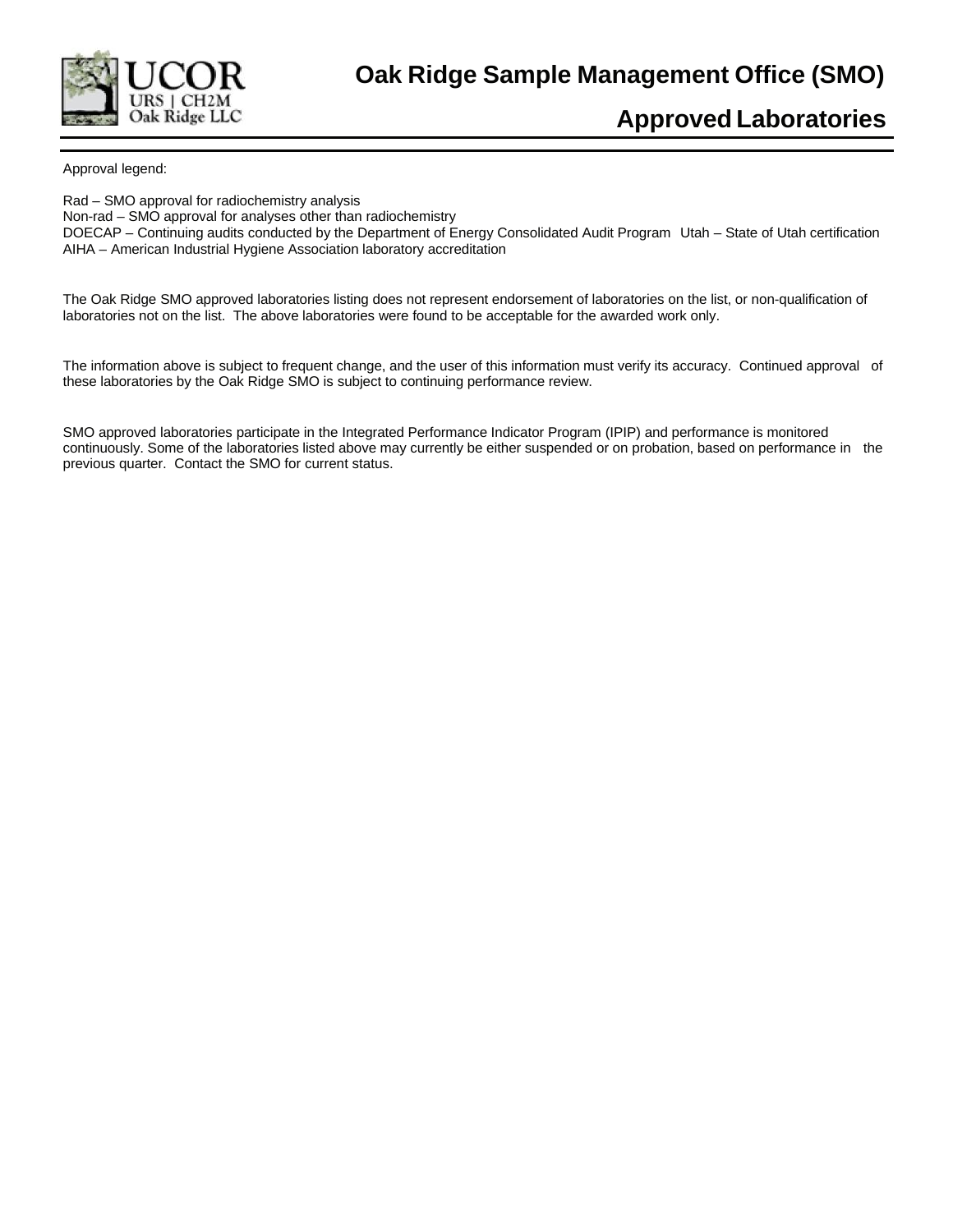Approval legend:

Rad – SMO approval for radiochemistry analysis
Non-rad – SMO approval for analyses other than radiochemistry
DOECAP – Continuing audits conducted by the Department of Energy Consolidated Audit Program Utah – State of Utah certification
AIHA – American Industrial Hygiene Association laboratory accreditation

The Oak Ridge SMO approved laboratories listing does not represent endorsement of laboratories on the list, or non-qualification of laboratories not on the list. The above laboratories were found to be acceptable for the awarded work only.

The information above is subject to frequent change, and the user of this information must verify its accuracy. Continued approval of these laboratories by the Oak Ridge SMO is subject to continuing performance review.

SMO approved laboratories participate in the Integrated Performance Indicator Program (IPIP) and performance is monitored continuously. Some of the laboratories listed above may currently be either suspended or on probation, based on performance in the previous quarter. Contact the SMO for current status.